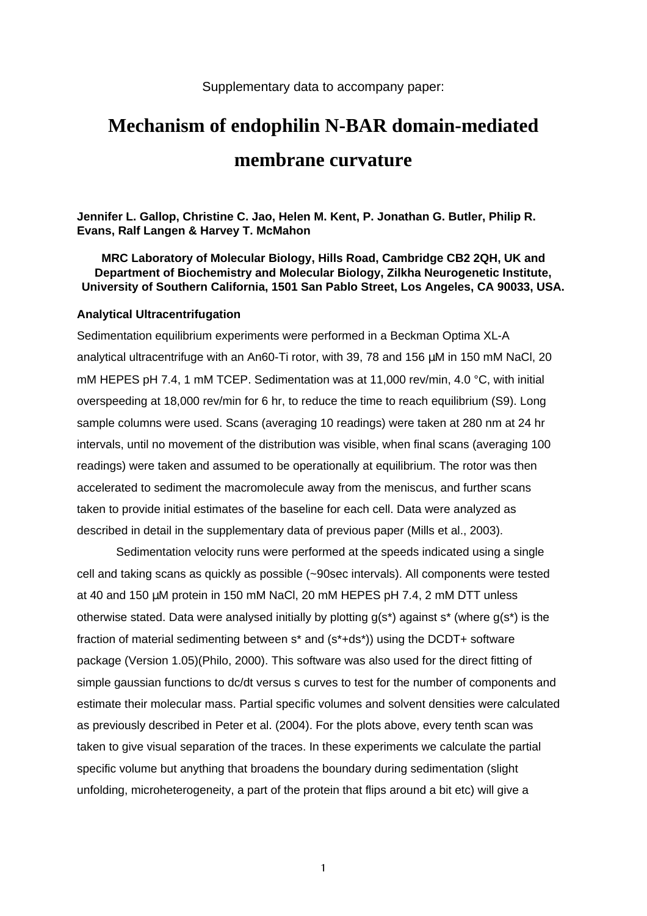Supplementary data to accompany paper:

# Mechanism of endophilin N-BAR domain-mediated membrane curvature

**Jennifer L. Gallop, Christine C. Jao, Helen M. Kent, P. Jonathan G. Butler, Philip R. Evans, Ralf Langen & Harvey T. McMahon**

**MRC Laboratory of Molecular Biology, Hills Road, Cambridge CB2 2QH, UK and Department of Biochemistry and Molecular Biology, Zilkha Neurogenetic Institute, University of Southern California, 1501 San Pablo Street, Los Angeles, CA 90033, USA.**

### Analytical Ultracentrifugation

Sedimentation equilibrium experiments were performed in a Beckman Optima XL-A analytical ultracentrifuge with an An60-Ti rotor, with 39, 78 and 156 µM in 150 mM NaCl, 20 mM HEPES pH 7.4, 1 mM TCEP. Sedimentation was at 11,000 rev/min, 4.0 °C, with initial overspeeding at 18,000 rev/min for 6 hr, to reduce the time to reach equilibrium (S9). Long sample columns were used. Scans (averaging 10 readings) were taken at 280 nm at 24 hr intervals, until no movement of the distribution was visible, when final scans (averaging 100 readings) were taken and assumed to be operationally at equilibrium. The rotor was then accelerated to sediment the macromolecule away from the meniscus, and further scans taken to provide initial estimates of the baseline for each cell. Data were analyzed as described in detail in the supplementary data of previous paper (Mills et al., 2003).

Sedimentation velocity runs were performed at the speeds indicated using a single cell and taking scans as quickly as possible (~90sec intervals). All components were tested at 40 and 150 µM protein in 150 mM NaCl, 20 mM HEPES pH 7.4, 2 mM DTT unless otherwise stated. Data were analysed initially by plotting $g(s^*)$ against $s^*$ (where $g(s^*)$ is the fraction of material sedimenting between $s^*$ and $(s^*+ds^*)$) using the DCDT+ software package (Version 1.05)(Philo, 2000). This software was also used for the direct fitting of simple gaussian functions to dc/dt versus s curves to test for the number of components and estimate their molecular mass. Partial specific volumes and solvent densities were calculated as previously described in Peter et al. (2004). For the plots above, every tenth scan was taken to give visual separation of the traces. In these experiments we calculate the partial specific volume but anything that broadens the boundary during sedimentation (slight unfolding, microheterogeneity, a part of the protein that flips around a bit etc) will give a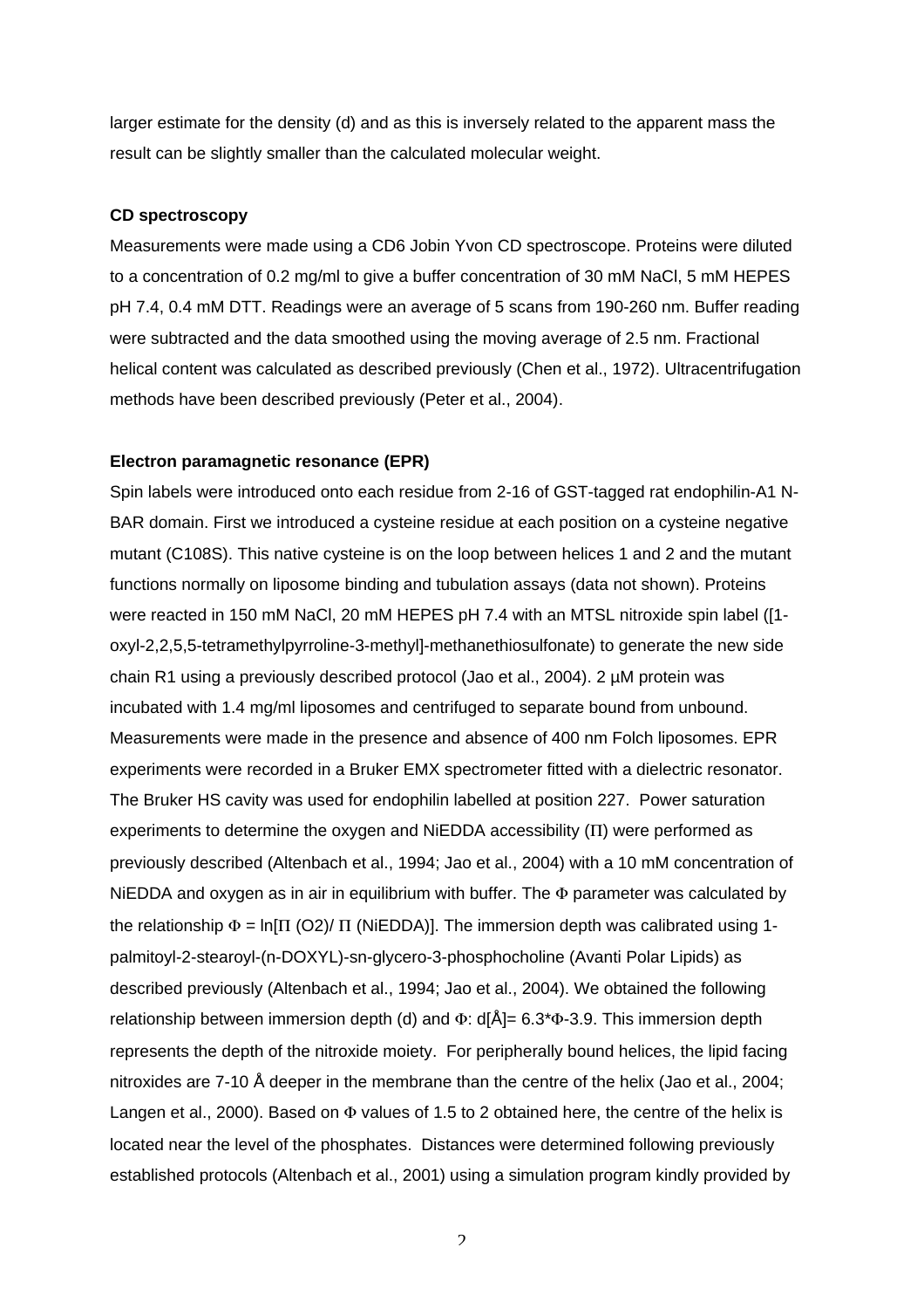larger estimate for the density (d) and as this is inversely related to the apparent mass the result can be slightly smaller than the calculated molecular weight.

**CD spectroscopy**

Measurements were made using a CD6 Jobin Yvon CD spectroscope. Proteins were diluted to a concentration of 0.2 mg/ml to give a buffer concentration of 30 mM NaCl, 5 mM HEPES pH 7.4, 0.4 mM DTT. Readings were an average of 5 scans from 190-260 nm. Buffer reading were subtracted and the data smoothed using the moving average of 2.5 nm. Fractional helical content was calculated as described previously (Chen et al., 1972). Ultracentrifugation methods have been described previously (Peter et al., 2004).

**Electron paramagnetic resonance (EPR)**

Spin labels were introduced onto each residue from 2-16 of GST-tagged rat endophilin-A1 N-BAR domain. First we introduced a cysteine residue at each position on a cysteine negative mutant (C108S). This native cysteine is on the loop between helices 1 and 2 and the mutant functions normally on liposome binding and tubulation assays (data not shown). Proteins were reacted in 150 mM NaCl, 20 mM HEPES pH 7.4 with an MTSL nitroxide spin label ([1-oxyl-2,2,5,5-tetramethylpyrroline-3-methyl]-methanethiosulfonate) to generate the new side chain R1 using a previously described protocol (Jao et al., 2004). 2 µM protein was incubated with 1.4 mg/ml liposomes and centrifuged to separate bound from unbound. Measurements were made in the presence and absence of 400 nm Folch liposomes. EPR experiments were recorded in a Bruker EMX spectrometer fitted with a dielectric resonator. The Bruker HS cavity was used for endophilin labelled at position 227. Power saturation experiments to determine the oxygen and NiEDDA accessibility ($\Pi$) were performed as previously described (Altenbach et al., 1994; Jao et al., 2004) with a 10 mM concentration of NiEDDA and oxygen as in air in equilibrium with buffer. The $\Phi$ parameter was calculated by the relationship $\Phi = \ln[\Pi(O_2)/\Pi(\text{NiEDDA})]$. The immersion depth was calibrated using 1-palmitoyl-2-stearoyl-(n-DOXYL)-sn-glycero-3-phosphocholine (Avanti Polar Lipids) as described previously (Altenbach et al., 1994; Jao et al., 2004). We obtained the following relationship between immersion depth (d) and $\Phi$: $d[\text{Å}] = 6.3 \cdot \Phi - 3.9$. This immersion depth represents the depth of the nitroxide moiety. For peripherally bound helices, the lipid facing nitroxides are 7-10 Å deeper in the membrane than the centre of the helix (Jao et al., 2004; Langen et al., 2000). Based on $\Phi$ values of 1.5 to 2 obtained here, the centre of the helix is located near the level of the phosphates. Distances were determined following previously established protocols (Altenbach et al., 2001) using a simulation program kindly provided by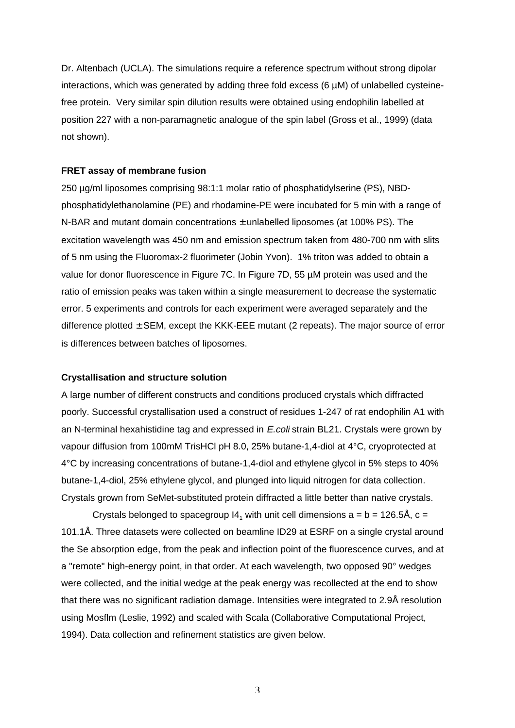Dr. Altenbach (UCLA). The simulations require a reference spectrum without strong dipolar interactions, which was generated by adding three fold excess (6 µM) of unlabelled cysteine-free protein. Very similar spin dilution results were obtained using endophilin labelled at position 227 with a non-paramagnetic analogue of the spin label (Gross et al., 1999) (data not shown).

**FRET assay of membrane fusion**

250 µg/ml liposomes comprising 98:1:1 molar ratio of phosphatidylserine (PS), NBD-phosphatidylethanolamine (PE) and rhodamine-PE were incubated for 5 min with a range of N-BAR and mutant domain concentrations ± unlabelled liposomes (at 100% PS). The excitation wavelength was 450 nm and emission spectrum taken from 480-700 nm with slits of 5 nm using the Fluoromax-2 fluorimeter (Jobin Yvon). 1% triton was added to obtain a value for donor fluorescence in Figure 7C. In Figure 7D, 55 µM protein was used and the ratio of emission peaks was taken within a single measurement to decrease the systematic error. 5 experiments and controls for each experiment were averaged separately and the difference plotted ± SEM, except the KKK-EEE mutant (2 repeats). The major source of error is differences between batches of liposomes.

**Crystallisation and structure solution**

A large number of different constructs and conditions produced crystals which diffracted poorly. Successful crystallisation used a construct of residues 1-247 of rat endophilin A1 with an N-terminal hexahistidine tag and expressed in *E.coli* strain BL21. Crystals were grown by vapour diffusion from 100mM TrisHCl pH 8.0, 25% butane-1,4-diol at 4°C, cryoprotected at 4°C by increasing concentrations of butane-1,4-diol and ethylene glycol in 5% steps to 40% butane-1,4-diol, 25% ethylene glycol, and plunged into liquid nitrogen for data collection. Crystals grown from SeMet-substituted protein diffracted a little better than native crystals.

Crystals belonged to spacegroup $I4_1$ with unit cell dimensions a = b = 126.5Å, c = 101.1Å. Three datasets were collected on beamline ID29 at ESRF on a single crystal around the Se absorption edge, from the peak and inflection point of the fluorescence curves, and at a "remote" high-energy point, in that order. At each wavelength, two opposed 90° wedges were collected, and the initial wedge at the peak energy was recollected at the end to show that there was no significant radiation damage. Intensities were integrated to 2.9Å resolution using Mosflm (Leslie, 1992) and scaled with Scala (Collaborative Computational Project, 1994). Data collection and refinement statistics are given below.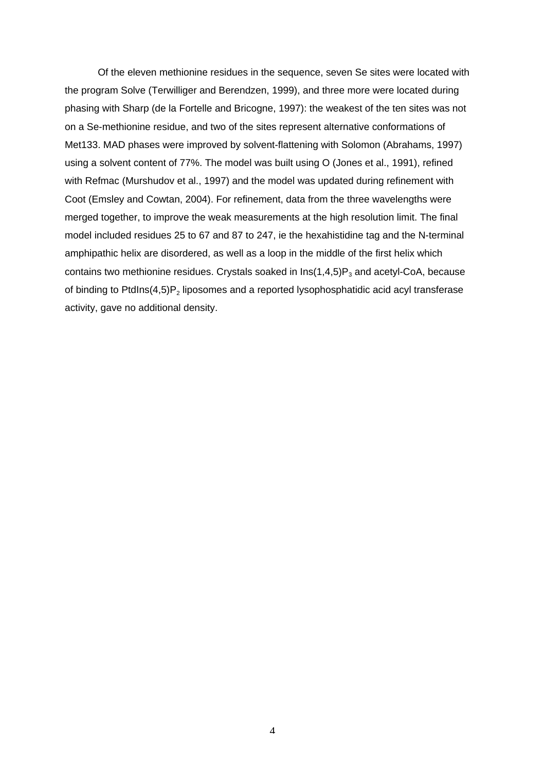Of the eleven methionine residues in the sequence, seven Se sites were located with the program Solve (Terwilliger and Berendzen, 1999), and three more were located during phasing with Sharp (de la Fortelle and Bricogne, 1997): the weakest of the ten sites was not on a Se-methionine residue, and two of the sites represent alternative conformations of Met133. MAD phases were improved by solvent-flattening with Solomon (Abrahams, 1997) using a solvent content of 77%. The model was built using O (Jones et al., 1991), refined with Refmac (Murshudov et al., 1997) and the model was updated during refinement with Coot (Emsley and Cowtan, 2004). For refinement, data from the three wavelengths were merged together, to improve the weak measurements at the high resolution limit. The final model included residues 25 to 67 and 87 to 247, ie the hexahistidine tag and the N-terminal amphipathic helix are disordered, as well as a loop in the middle of the first helix which contains two methionine residues. Crystals soaked in Ins(1,4,5)$P_3$ and acetyl-CoA, because of binding to PtdIns(4,5)$P_2$ liposomes and a reported lysophosphatidic acid acyl transferase activity, gave no additional density.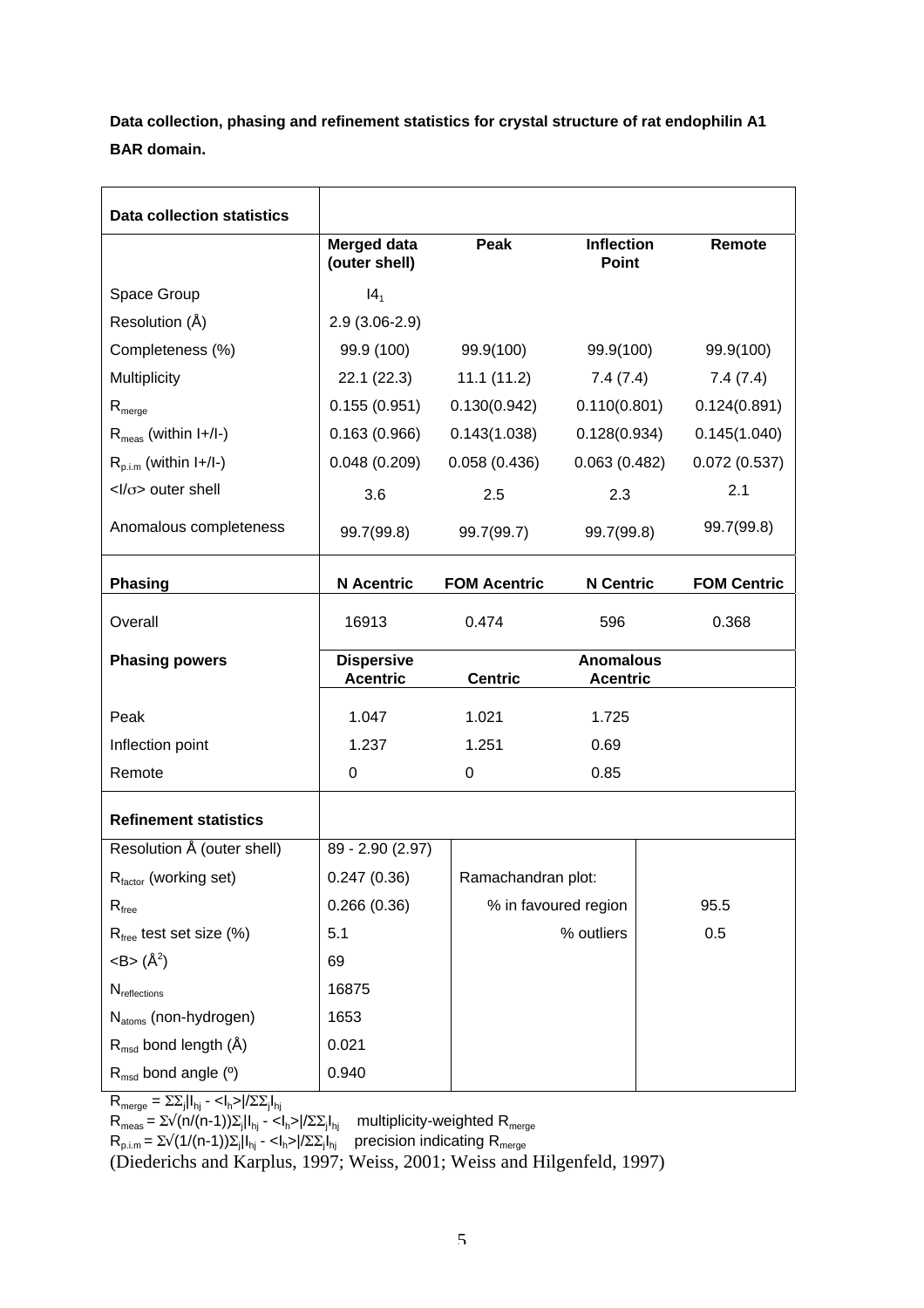**Data collection, phasing and refinement statistics for crystal structure of rat endophilin A1 BAR domain.**

| **Data collection statistics** | | | | |
|---|---|---|---|---|
| | **Merged data (outer shell)** | **Peak** | **Inflection Point** | **Remote** |
| Space Group | $I4_1$ | | | |
| Resolution (Å) | 2.9 (3.06-2.9) | | | |
| Completeness (%) | 99.9 (100) | 99.9(100) | 99.9(100) | 99.9(100) |
| Multiplicity | 22.1 (22.3) | 11.1 (11.2) | 7.4 (7.4) | 7.4 (7.4) |
| $R_{merge}$ | 0.155 (0.951) | 0.130(0.942) | 0.110(0.801) | 0.124(0.891) |
| $R_{meas}$ (within I+/I-) | 0.163 (0.966) | 0.143(1.038) | 0.128(0.934) | 0.145(1.040) |
| $R_{p.i.m}$ (within I+/I-) | 0.048 (0.209) | 0.058 (0.436) | 0.063 (0.482) | 0.072 (0.537) |
| $<I/\sigma>$ outer shell | 3.6 | 2.5 | 2.3 | 2.1 |
| Anomalous completeness | 99.7(99.8) | 99.7(99.7) | 99.7(99.8) | 99.7(99.8) |
| **Phasing** | **N Acentric** | **FOM Acentric** | **N Centric** | **FOM Centric** |
| Overall | 16913 | 0.474 | 596 | 0.368 |
| **Phasing powers** | **Dispersive Acentric** | **Centric** | **Anomalous Acentric** | |
| Peak | 1.047 | 1.021 | 1.725 | |
| Inflection point | 1.237 | 1.251 | 0.69 | |
| Remote | 0 | 0 | 0.85 | |
| **Refinement statistics** | | | | |
| Resolution Å (outer shell) | 89 - 2.90 (2.97) | | | |
| $R_{factor}$ (working set) | 0.247 (0.36) | Ramachandran plot: | | |
| $R_{free}$ | 0.266 (0.36) | % in favoured region | | 95.5 |
| $R_{free}$ test set size (%) | 5.1 | % outliers | | 0.5 |
| $<B>$ (Å$^2$) | 69 | | | |
| $N_{reflections}$ | 16875 | | | |
| $N_{atoms}$ (non-hydrogen) | 1653 | | | |
| $R_{msd}$ bond length (Å) | 0.021 | | | |
| $R_{msd}$ bond angle (º) | 0.940 | | | |

$R_{merge} = \Sigma\Sigma_j|I_{hj} - <I_h>|/\Sigma\Sigma_j I_{hj}$

$R_{meas} = \Sigma\sqrt{(n/(n-1))}\Sigma_j|I_{hj} - <I_h>|/\Sigma\Sigma_j I_{hj}$ multiplicity-weighted $R_{merge}$

$R_{p.i.m} = \Sigma\sqrt{(1/(n-1))}\Sigma_j|I_{hj} - <I_h>|/\Sigma\Sigma_j I_{hj}$ precision indicating $R_{merge}$

(Diederichs and Karplus, 1997; Weiss, 2001; Weiss and Hilgenfeld, 1997)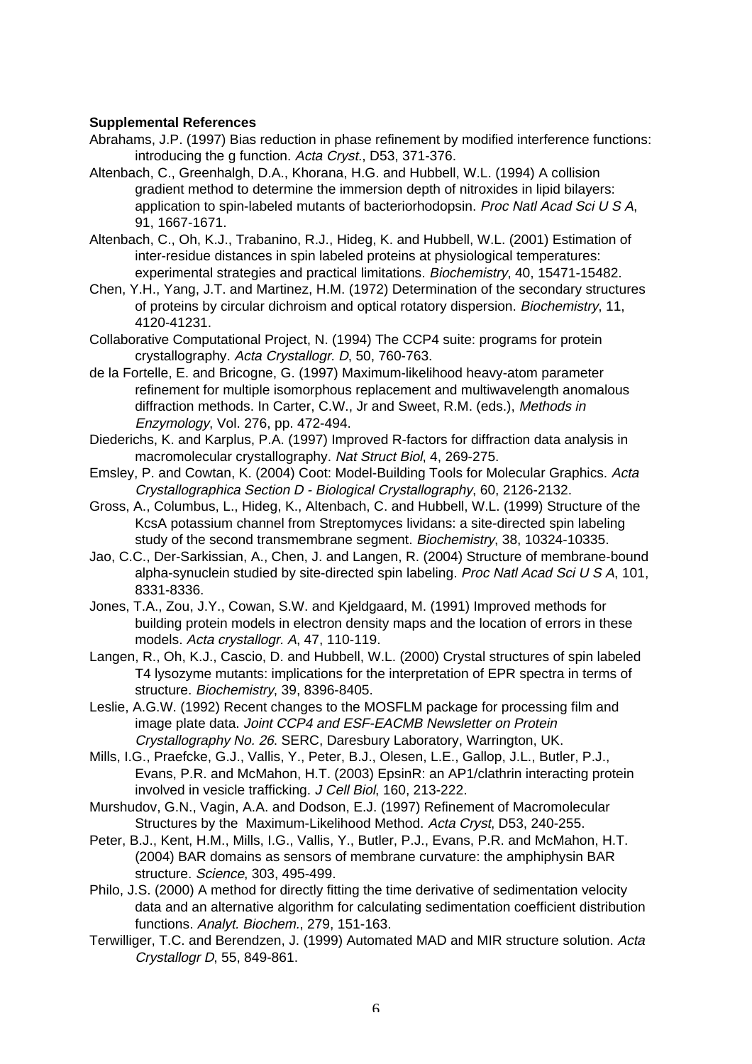**Supplemental References**

Abrahams, J.P. (1997) Bias reduction in phase refinement by modified interference functions: introducing the g function. *Acta Cryst.*, D53, 371-376.

Altenbach, C., Greenhalgh, D.A., Khorana, H.G. and Hubbell, W.L. (1994) A collision gradient method to determine the immersion depth of nitroxides in lipid bilayers: application to spin-labeled mutants of bacteriorhodopsin. *Proc Natl Acad Sci U S A*, 91, 1667-1671.

Altenbach, C., Oh, K.J., Trabanino, R.J., Hideg, K. and Hubbell, W.L. (2001) Estimation of inter-residue distances in spin labeled proteins at physiological temperatures: experimental strategies and practical limitations. *Biochemistry*, 40, 15471-15482.

Chen, Y.H., Yang, J.T. and Martinez, H.M. (1972) Determination of the secondary structures of proteins by circular dichroism and optical rotatory dispersion. *Biochemistry*, 11, 4120-41231.

Collaborative Computational Project, N. (1994) The CCP4 suite: programs for protein crystallography. *Acta Crystallogr. D*, 50, 760-763.

de la Fortelle, E. and Bricogne, G. (1997) Maximum-likelihood heavy-atom parameter refinement for multiple isomorphous replacement and multiwavelength anomalous diffraction methods. In Carter, C.W., Jr and Sweet, R.M. (eds.), *Methods in Enzymology*, Vol. 276, pp. 472-494.

Diederichs, K. and Karplus, P.A. (1997) Improved R-factors for diffraction data analysis in macromolecular crystallography. *Nat Struct Biol*, 4, 269-275.

Emsley, P. and Cowtan, K. (2004) Coot: Model-Building Tools for Molecular Graphics. *Acta Crystallographica Section D - Biological Crystallography*, 60, 2126-2132.

Gross, A., Columbus, L., Hideg, K., Altenbach, C. and Hubbell, W.L. (1999) Structure of the KcsA potassium channel from Streptomyces lividans: a site-directed spin labeling study of the second transmembrane segment. *Biochemistry*, 38, 10324-10335.

Jao, C.C., Der-Sarkissian, A., Chen, J. and Langen, R. (2004) Structure of membrane-bound alpha-synuclein studied by site-directed spin labeling. *Proc Natl Acad Sci U S A*, 101, 8331-8336.

Jones, T.A., Zou, J.Y., Cowan, S.W. and Kjeldgaard, M. (1991) Improved methods for building protein models in electron density maps and the location of errors in these models. *Acta crystallogr. A*, 47, 110-119.

Langen, R., Oh, K.J., Cascio, D. and Hubbell, W.L. (2000) Crystal structures of spin labeled T4 lysozyme mutants: implications for the interpretation of EPR spectra in terms of structure. *Biochemistry*, 39, 8396-8405.

Leslie, A.G.W. (1992) Recent changes to the MOSFLM package for processing film and image plate data. *Joint CCP4 and ESF-EACMB Newsletter on Protein Crystallography No. 26*. SERC, Daresbury Laboratory, Warrington, UK.

Mills, I.G., Praefcke, G.J., Vallis, Y., Peter, B.J., Olesen, L.E., Gallop, J.L., Butler, P.J., Evans, P.R. and McMahon, H.T. (2003) EpsinR: an AP1/clathrin interacting protein involved in vesicle trafficking. *J Cell Biol*, 160, 213-222.

Murshudov, G.N., Vagin, A.A. and Dodson, E.J. (1997) Refinement of Macromolecular Structures by the Maximum-Likelihood Method. *Acta Cryst*, D53, 240-255.

Peter, B.J., Kent, H.M., Mills, I.G., Vallis, Y., Butler, P.J., Evans, P.R. and McMahon, H.T. (2004) BAR domains as sensors of membrane curvature: the amphiphysin BAR structure. *Science*, 303, 495-499.

Philo, J.S. (2000) A method for directly fitting the time derivative of sedimentation velocity data and an alternative algorithm for calculating sedimentation coefficient distribution functions. *Analyt. Biochem.*, 279, 151-163.

Terwilliger, T.C. and Berendzen, J. (1999) Automated MAD and MIR structure solution. *Acta Crystallogr D*, 55, 849-861.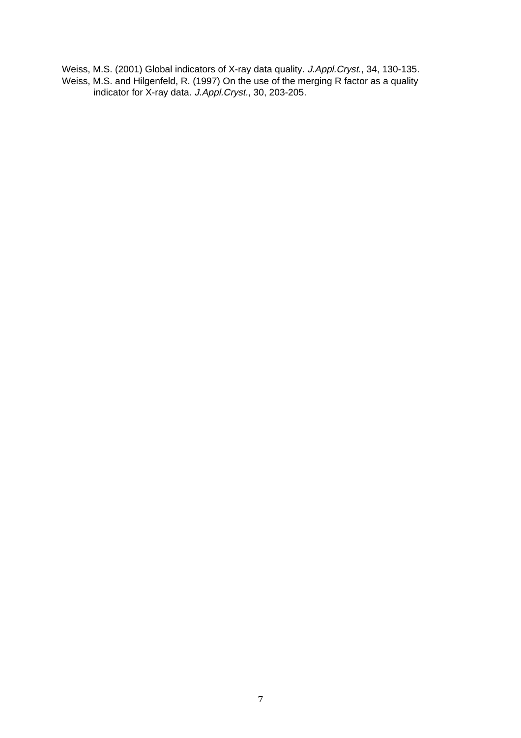Weiss, M.S. (2001) Global indicators of X-ray data quality. *J.Appl.Cryst.*, 34, 130-135.

Weiss, M.S. and Hilgenfeld, R. (1997) On the use of the merging R factor as a quality indicator for X-ray data. *J.Appl.Cryst.*, 30, 203-205.